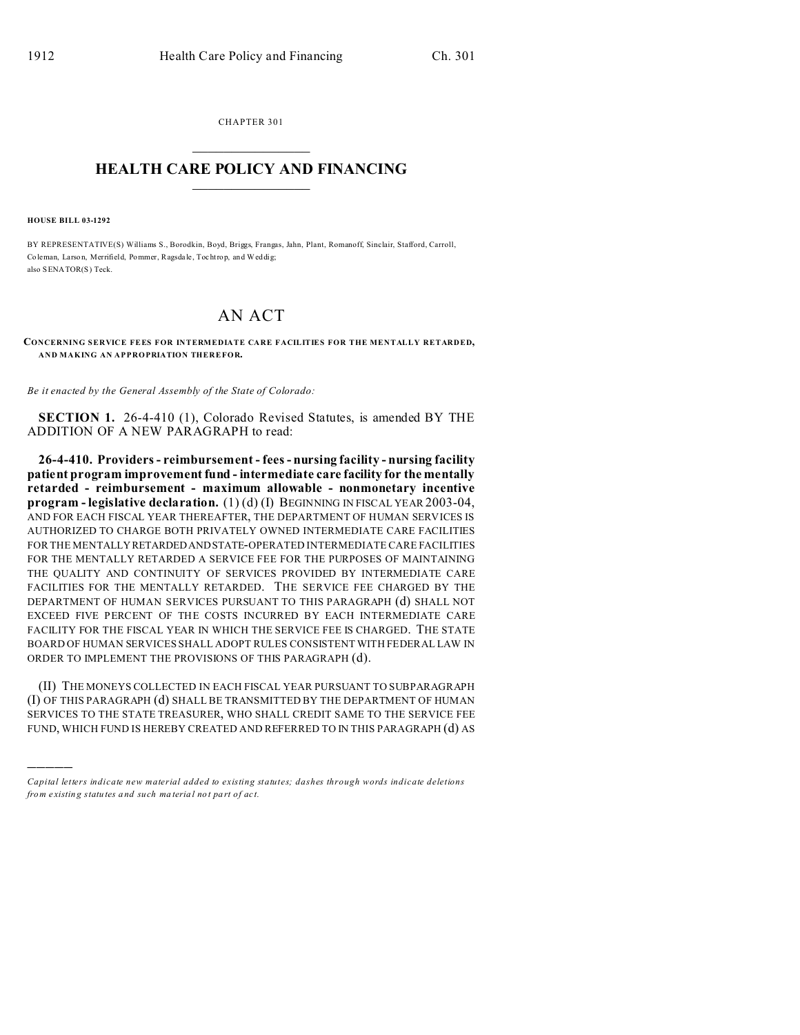CHAPTER 301

# HEALTH CARE POLICY AND FINANCING

**HOUSE BILL 03-1292**

BY REPRESENTATIVE(S) Williams S., Borodkin, Boyd, Briggs, Frangas, Jahn, Plant, Romanoff, Sinclair, Stafford, Carroll, Coleman, Larson, Merrifield, Pommer, Ragsdale, Tochtrop, and Weddig;
also SENATOR(S) Teck.

# AN ACT

**CONCERNING SERVICE FEES FOR INTERMEDIATE CARE FACILITIES FOR THE MENTALLY RETARDED, AND MAKING AN APPROPRIATION THEREFOR.**

*Be it enacted by the General Assembly of the State of Colorado:*

**SECTION 1.** 26-4-410 (1), Colorado Revised Statutes, is amended BY THE ADDITION OF A NEW PARAGRAPH to read:

**26-4-410. Providers - reimbursement - fees - nursing facility - nursing facility patient program improvement fund - intermediate care facility for the mentally retarded - reimbursement - maximum allowable - nonmonetary incentive program - legislative declaration.** (1) (d) (I) BEGINNING IN FISCAL YEAR 2003-04, AND FOR EACH FISCAL YEAR THEREAFTER, THE DEPARTMENT OF HUMAN SERVICES IS AUTHORIZED TO CHARGE BOTH PRIVATELY OWNED INTERMEDIATE CARE FACILITIES FOR THE MENTALLY RETARDED AND STATE-OPERATED INTERMEDIATE CARE FACILITIES FOR THE MENTALLY RETARDED A SERVICE FEE FOR THE PURPOSES OF MAINTAINING THE QUALITY AND CONTINUITY OF SERVICES PROVIDED BY INTERMEDIATE CARE FACILITIES FOR THE MENTALLY RETARDED. THE SERVICE FEE CHARGED BY THE DEPARTMENT OF HUMAN SERVICES PURSUANT TO THIS PARAGRAPH (d) SHALL NOT EXCEED FIVE PERCENT OF THE COSTS INCURRED BY EACH INTERMEDIATE CARE FACILITY FOR THE FISCAL YEAR IN WHICH THE SERVICE FEE IS CHARGED. THE STATE BOARD OF HUMAN SERVICES SHALL ADOPT RULES CONSISTENT WITH FEDERAL LAW IN ORDER TO IMPLEMENT THE PROVISIONS OF THIS PARAGRAPH (d).

(II) THE MONEYS COLLECTED IN EACH FISCAL YEAR PURSUANT TO SUBPARAGRAPH (I) OF THIS PARAGRAPH (d) SHALL BE TRANSMITTED BY THE DEPARTMENT OF HUMAN SERVICES TO THE STATE TREASURER, WHO SHALL CREDIT SAME TO THE SERVICE FEE FUND, WHICH FUND IS HEREBY CREATED AND REFERRED TO IN THIS PARAGRAPH (d) AS

---

*Capital letters indicate new material added to existing statutes; dashes through words indicate deletions from existing statutes and such material not part of act.*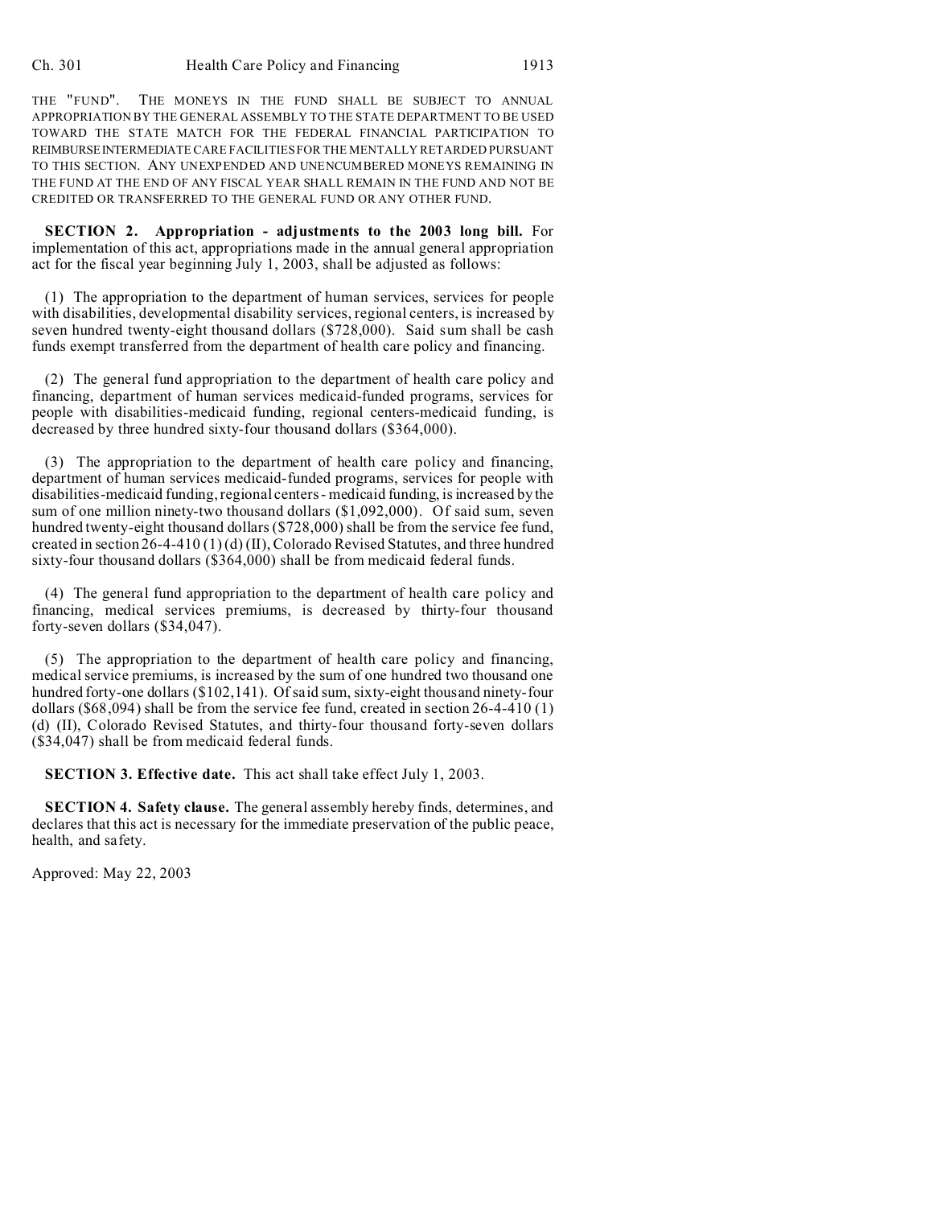THE "FUND". THE MONEYS IN THE FUND SHALL BE SUBJECT TO ANNUAL APPROPRIATION BY THE GENERAL ASSEMBLY TO THE STATE DEPARTMENT TO BE USED TOWARD THE STATE MATCH FOR THE FEDERAL FINANCIAL PARTICIPATION TO REIMBURSE INTERMEDIATE CARE FACILITIES FOR THE MENTALLY RETARDED PURSUANT TO THIS SECTION. ANY UNEXPENDED AND UNENCUMBERED MONEYS REMAINING IN THE FUND AT THE END OF ANY FISCAL YEAR SHALL REMAIN IN THE FUND AND NOT BE CREDITED OR TRANSFERRED TO THE GENERAL FUND OR ANY OTHER FUND.

**SECTION 2. Appropriation - adjustments to the 2003 long bill.** For implementation of this act, appropriations made in the annual general appropriation act for the fiscal year beginning July 1, 2003, shall be adjusted as follows:

(1) The appropriation to the department of human services, services for people with disabilities, developmental disability services, regional centers, is increased by seven hundred twenty-eight thousand dollars ($728,000). Said sum shall be cash funds exempt transferred from the department of health care policy and financing.

(2) The general fund appropriation to the department of health care policy and financing, department of human services medicaid-funded programs, services for people with disabilities-medicaid funding, regional centers-medicaid funding, is decreased by three hundred sixty-four thousand dollars ($364,000).

(3) The appropriation to the department of health care policy and financing, department of human services medicaid-funded programs, services for people with disabilities-medicaid funding, regional centers - medicaid funding, is increased by the sum of one million ninety-two thousand dollars ($1,092,000). Of said sum, seven hundred twenty-eight thousand dollars ($728,000) shall be from the service fee fund, created in section 26-4-410 (1) (d) (II), Colorado Revised Statutes, and three hundred sixty-four thousand dollars ($364,000) shall be from medicaid federal funds.

(4) The general fund appropriation to the department of health care policy and financing, medical services premiums, is decreased by thirty-four thousand forty-seven dollars ($34,047).

(5) The appropriation to the department of health care policy and financing, medical service premiums, is increased by the sum of one hundred two thousand one hundred forty-one dollars ($102,141). Of said sum, sixty-eight thousand ninety-four dollars ($68,094) shall be from the service fee fund, created in section 26-4-410 (1) (d) (II), Colorado Revised Statutes, and thirty-four thousand forty-seven dollars ($34,047) shall be from medicaid federal funds.

**SECTION 3. Effective date.** This act shall take effect July 1, 2003.

**SECTION 4. Safety clause.** The general assembly hereby finds, determines, and declares that this act is necessary for the immediate preservation of the public peace, health, and safety.

Approved: May 22, 2003